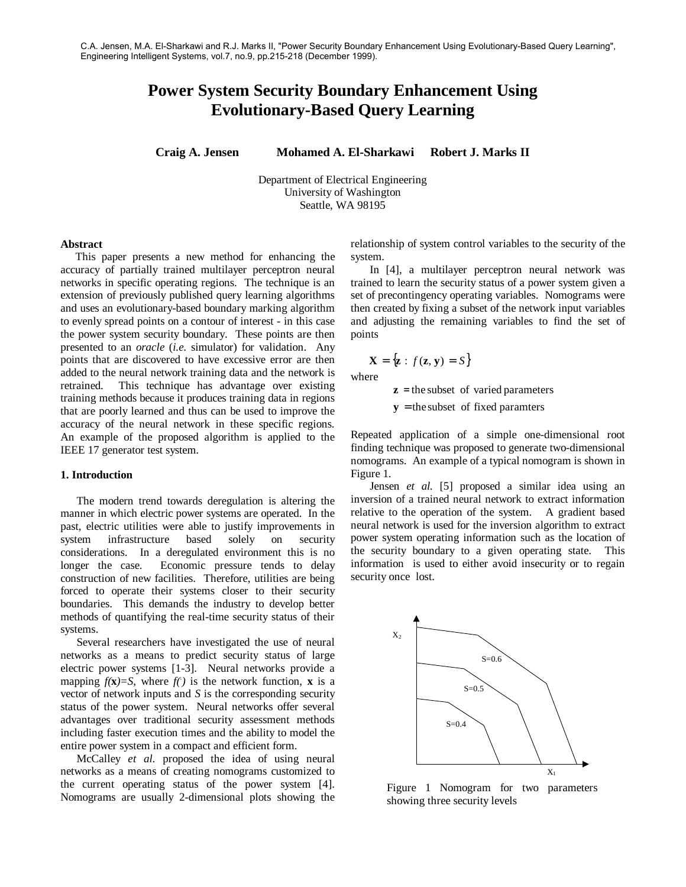C.A. Jensen, M.A. El-Sharkawi and R.J. Marks II, "Power Security Boundary Enhancement Using Evolutionary-Based Query Learning", Engineering Intelligent Systems, vol.7, no.9, pp.215-218 (December 1999).

# Power System Security Boundary Enhancement Using Evolutionary-Based Query Learning

**Craig A. Jensen** **Mohamed A. El-Sharkawi** **Robert J. Marks II**

Department of Electrical Engineering
University of Washington
Seattle, WA 98195

**Abstract**

This paper presents a new method for enhancing the accuracy of partially trained multilayer perceptron neural networks in specific operating regions. The technique is an extension of previously published query learning algorithms and uses an evolutionary-based boundary marking algorithm to evenly spread points on a contour of interest - in this case the power system security boundary. These points are then presented to an *oracle* (*i.e.* simulator) for validation. Any points that are discovered to have excessive error are then added to the neural network training data and the network is retrained. This technique has advantage over existing training methods because it produces training data in regions that are poorly learned and thus can be used to improve the accuracy of the neural network in these specific regions. An example of the proposed algorithm is applied to the IEEE 17 generator test system.

## 1. Introduction

The modern trend towards deregulation is altering the manner in which electric power systems are operated. In the past, electric utilities were able to justify improvements in system infrastructure based solely on security considerations. In a deregulated environment this is no longer the case. Economic pressure tends to delay construction of new facilities. Therefore, utilities are being forced to operate their systems closer to their security boundaries. This demands the industry to develop better methods of quantifying the real-time security status of their systems.

Several researchers have investigated the use of neural networks as a means to predict security status of large electric power systems [1-3]. Neural networks provide a mapping $f(\mathbf{x})=S$, where $f()$ is the network function, $\mathbf{x}$ is a vector of network inputs and $S$ is the corresponding security status of the power system. Neural networks offer several advantages over traditional security assessment methods including faster execution times and the ability to model the entire power system in a compact and efficient form.

McCalley *et al.* proposed the idea of using neural networks as a means of creating nomograms customized to the current operating status of the power system [4]. Nomograms are usually 2-dimensional plots showing the relationship of system control variables to the security of the system.

In [4], a multilayer perceptron neural network was trained to learn the security status of a power system given a set of precontingency operating variables. Nomograms were then created by fixing a subset of the network input variables and adjusting the remaining variables to find the set of points

$$\mathbf{X} = \{\mathbf{z} : f(\mathbf{z}, \mathbf{y}) = S\}$$

where

$\mathbf{z}$ = the subset of varied parameters

$\mathbf{y}$ = the subset of fixed paramters

Repeated application of a simple one-dimensional root finding technique was proposed to generate two-dimensional nomograms. An example of a typical nomogram is shown in Figure 1.

Jensen *et al.* [5] proposed a similar idea using an inversion of a trained neural network to extract information relative to the operation of the system. A gradient based neural network is used for the inversion algorithm to extract power system operating information such as the location of the security boundary to a given operating state. This information is used to either avoid insecurity or to regain security once lost.

Figure 1 Nomogram for two parameters showing three security levels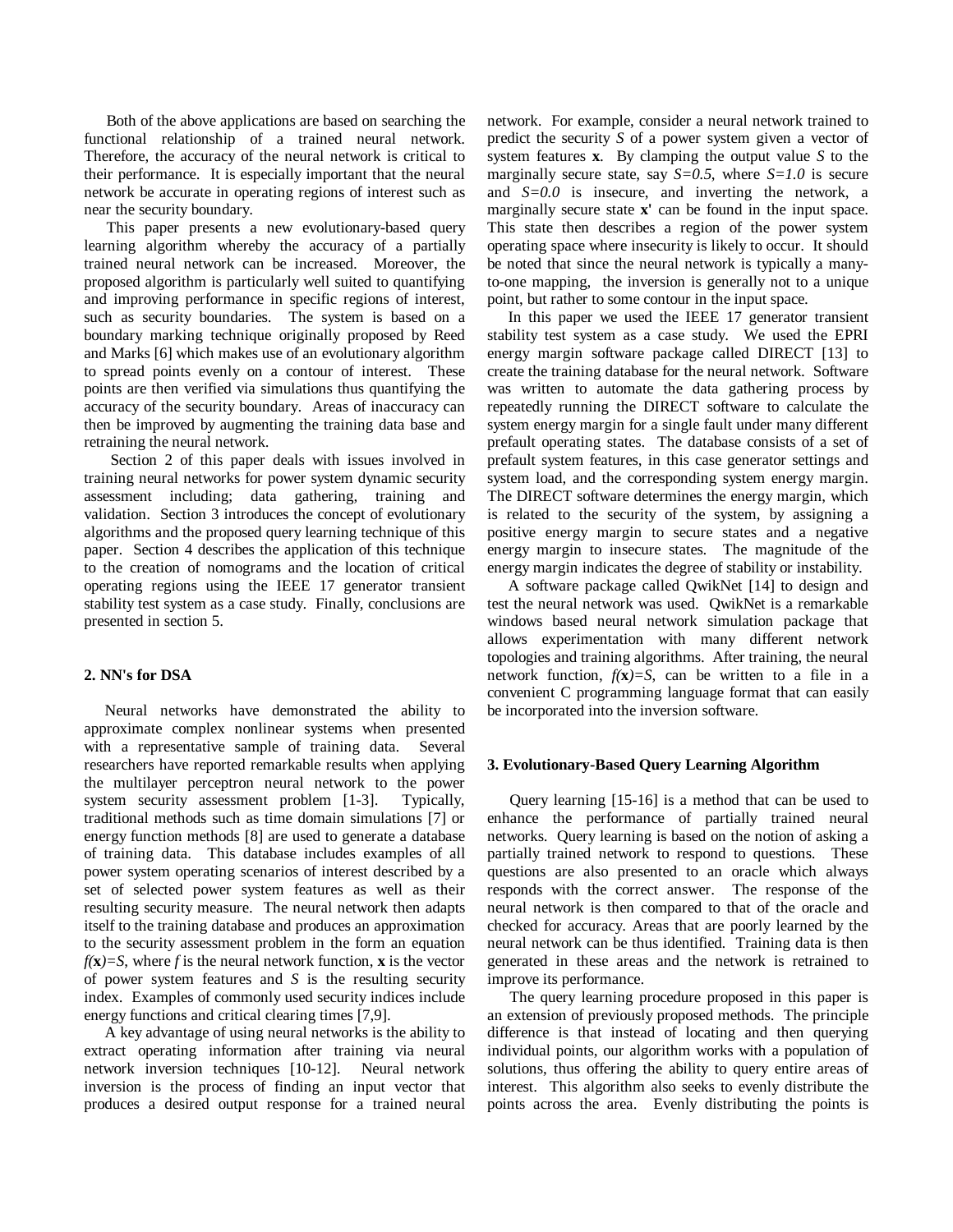Both of the above applications are based on searching the functional relationship of a trained neural network. Therefore, the accuracy of the neural network is critical to their performance. It is especially important that the neural network be accurate in operating regions of interest such as near the security boundary.

This paper presents a new evolutionary-based query learning algorithm whereby the accuracy of a partially trained neural network can be increased. Moreover, the proposed algorithm is particularly well suited to quantifying and improving performance in specific regions of interest, such as security boundaries. The system is based on a boundary marking technique originally proposed by Reed and Marks [6] which makes use of an evolutionary algorithm to spread points evenly on a contour of interest. These points are then verified via simulations thus quantifying the accuracy of the security boundary. Areas of inaccuracy can then be improved by augmenting the training data base and retraining the neural network.

Section 2 of this paper deals with issues involved in training neural networks for power system dynamic security assessment including; data gathering, training and validation. Section 3 introduces the concept of evolutionary algorithms and the proposed query learning technique of this paper. Section 4 describes the application of this technique to the creation of nomograms and the location of critical operating regions using the IEEE 17 generator transient stability test system as a case study. Finally, conclusions are presented in section 5.

## 2. NN's for DSA

Neural networks have demonstrated the ability to approximate complex nonlinear systems when presented with a representative sample of training data. Several researchers have reported remarkable results when applying the multilayer perceptron neural network to the power system security assessment problem [1-3]. Typically, traditional methods such as time domain simulations [7] or energy function methods [8] are used to generate a database of training data. This database includes examples of all power system operating scenarios of interest described by a set of selected power system features as well as their resulting security measure. The neural network then adapts itself to the training database and produces an approximation to the security assessment problem in the form an equation $f(\mathbf{x})=S$, where $f$ is the neural network function, $\mathbf{x}$ is the vector of power system features and $S$ is the resulting security index. Examples of commonly used security indices include energy functions and critical clearing times [7,9].

A key advantage of using neural networks is the ability to extract operating information after training via neural network inversion techniques [10-12]. Neural network inversion is the process of finding an input vector that produces a desired output response for a trained neural network. For example, consider a neural network trained to predict the security $S$ of a power system given a vector of system features $\mathbf{x}$. By clamping the output value $S$ to the marginally secure state, say $S=0.5$, where $S=1.0$ is secure and $S=0.0$ is insecure, and inverting the network, a marginally secure state $\mathbf{x'}$ can be found in the input space. This state then describes a region of the power system operating space where insecurity is likely to occur. It should be noted that since the neural network is typically a many-to-one mapping, the inversion is generally not to a unique point, but rather to some contour in the input space.

In this paper we used the IEEE 17 generator transient stability test system as a case study. We used the EPRI energy margin software package called DIRECT [13] to create the training database for the neural network. Software was written to automate the data gathering process by repeatedly running the DIRECT software to calculate the system energy margin for a single fault under many different prefault operating states. The database consists of a set of prefault system features, in this case generator settings and system load, and the corresponding system energy margin. The DIRECT software determines the energy margin, which is related to the security of the system, by assigning a positive energy margin to secure states and a negative energy margin to insecure states. The magnitude of the energy margin indicates the degree of stability or instability.

A software package called QwikNet [14] to design and test the neural network was used. QwikNet is a remarkable windows based neural network simulation package that allows experimentation with many different network topologies and training algorithms. After training, the neural network function, $f(\mathbf{x})=S$, can be written to a file in a convenient C programming language format that can easily be incorporated into the inversion software.

## 3. Evolutionary-Based Query Learning Algorithm

Query learning [15-16] is a method that can be used to enhance the performance of partially trained neural networks. Query learning is based on the notion of asking a partially trained network to respond to questions. These questions are also presented to an oracle which always responds with the correct answer. The response of the neural network is then compared to that of the oracle and checked for accuracy. Areas that are poorly learned by the neural network can be thus identified. Training data is then generated in these areas and the network is retrained to improve its performance.

The query learning procedure proposed in this paper is an extension of previously proposed methods. The principle difference is that instead of locating and then querying individual points, our algorithm works with a population of solutions, thus offering the ability to query entire areas of interest. This algorithm also seeks to evenly distribute the points across the area. Evenly distributing the points is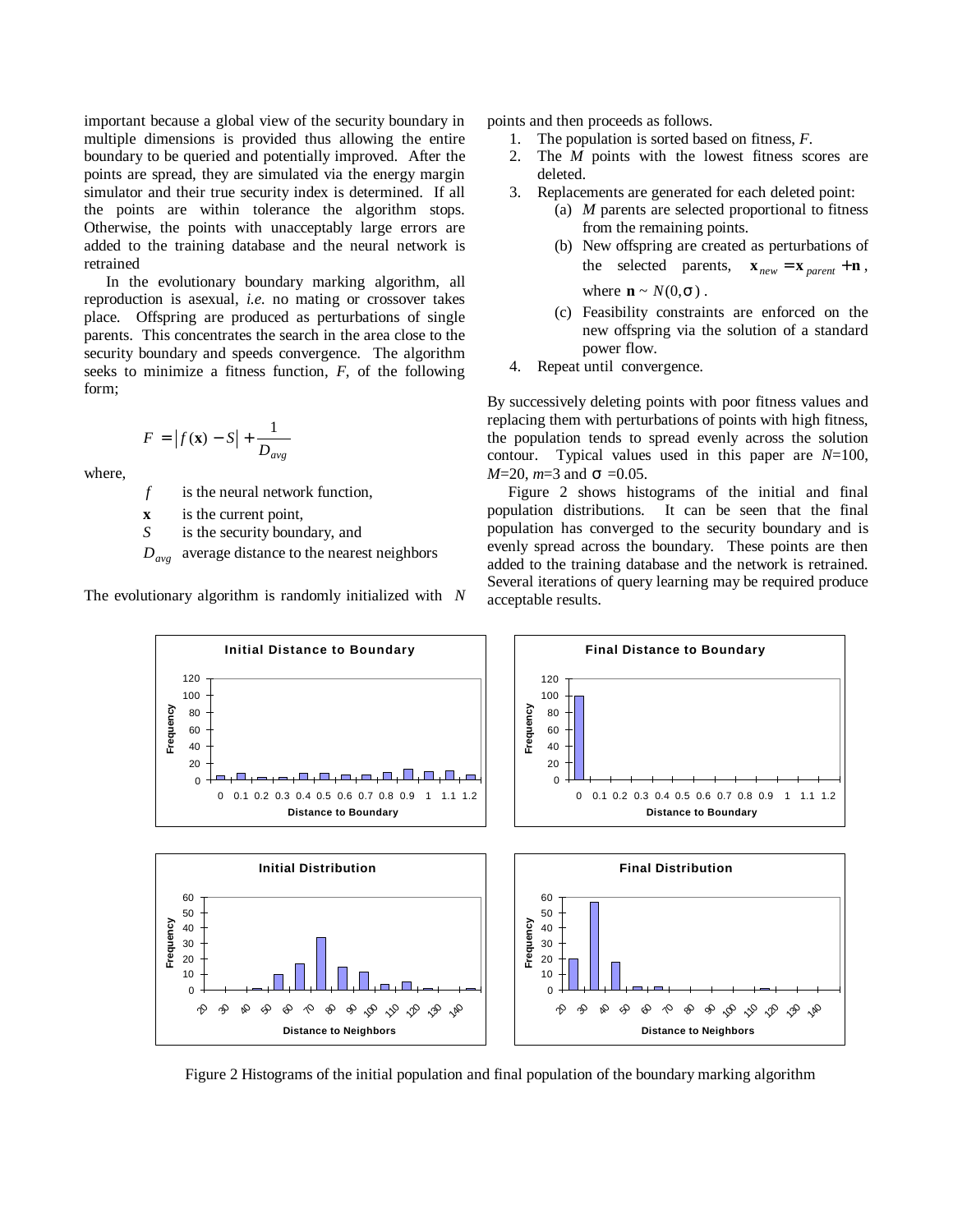important because a global view of the security boundary in multiple dimensions is provided thus allowing the entire boundary to be queried and potentially improved. After the points are spread, they are simulated via the energy margin simulator and their true security index is determined. If all the points are within tolerance the algorithm stops. Otherwise, the points with unacceptably large errors are added to the training database and the neural network is retrained

In the evolutionary boundary marking algorithm, all reproduction is asexual, *i.e.* no mating or crossover takes place. Offspring are produced as perturbations of single parents. This concentrates the search in the area close to the security boundary and speeds convergence. The algorithm seeks to minimize a fitness function, $F$, of the following form;

$$F = \left| f(\mathbf{x}) - S \right| + \frac{1}{D_{avg}}$$

where,

- $f$ is the neural network function,
- $\mathbf{x}$ is the current point,
- $S$ is the security boundary, and
- $D_{avg}$ average distance to the nearest neighbors

The evolutionary algorithm is randomly initialized with $N$ points and then proceeds as follows.

1. The population is sorted based on fitness, $F$.
2. The $M$ points with the lowest fitness scores are deleted.
3. Replacements are generated for each deleted point:
   (a) $M$ parents are selected proportional to fitness from the remaining points.
   (b) New offspring are created as perturbations of the selected parents, $\mathbf{x}_{new} = \mathbf{x}_{parent} + \mathbf{n}$, where $\mathbf{n} \sim N(0, \sigma)$.
   (c) Feasibility constraints are enforced on the new offspring via the solution of a standard power flow.
4. Repeat until convergence.

By successively deleting points with poor fitness values and replacing them with perturbations of points with high fitness, the population tends to spread evenly across the solution contour. Typical values used in this paper are $N$=100, $M$=20, $m$=3 and $\sigma$ =0.05.

Figure 2 shows histograms of the initial and final population distributions. It can be seen that the final population has converged to the security boundary and is evenly spread across the boundary. These points are then added to the training database and the network is retrained. Several iterations of query learning may be required produce acceptable results.

Figure 2 Histograms of the initial population and final population of the boundary marking algorithm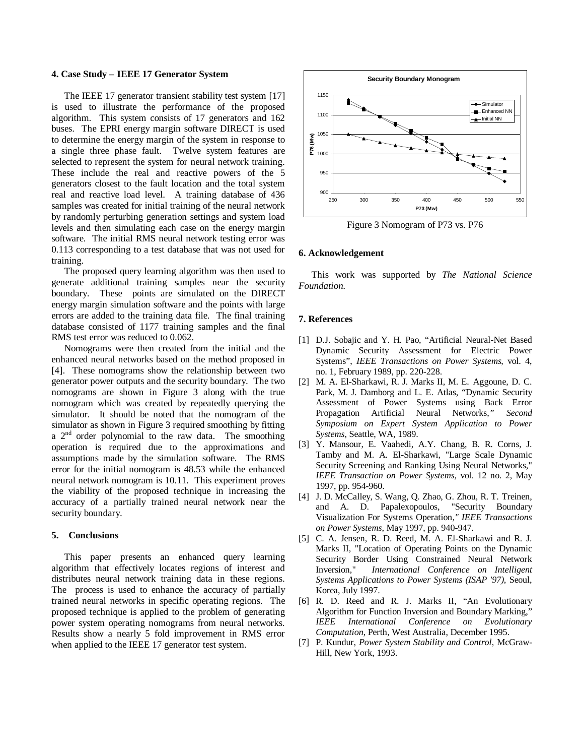### 4. Case Study – IEEE 17 Generator System

The IEEE 17 generator transient stability test system [17] is used to illustrate the performance of the proposed algorithm. This system consists of 17 generators and 162 buses. The EPRI energy margin software DIRECT is used to determine the energy margin of the system in response to a single three phase fault. Twelve system features are selected to represent the system for neural network training. These include the real and reactive powers of the 5 generators closest to the fault location and the total system real and reactive load level. A training database of 436 samples was created for initial training of the neural network by randomly perturbing generation settings and system load levels and then simulating each case on the energy margin software. The initial RMS neural network testing error was 0.113 corresponding to a test database that was not used for training.

The proposed query learning algorithm was then used to generate additional training samples near the security boundary. These points are simulated on the DIRECT energy margin simulation software and the points with large errors are added to the training data file. The final training database consisted of 1177 training samples and the final RMS test error was reduced to 0.062.

Nomograms were then created from the initial and the enhanced neural networks based on the method proposed in [4]. These nomograms show the relationship between two generator power outputs and the security boundary. The two nomograms are shown in Figure 3 along with the true nomogram which was created by repeatedly querying the simulator. It should be noted that the nomogram of the simulator as shown in Figure 3 required smoothing by fitting a $2^{nd}$ order polynomial to the raw data. The smoothing operation is required due to the approximations and assumptions made by the simulation software. The RMS error for the initial nomogram is 48.53 while the enhanced neural network nomogram is 10.11. This experiment proves the viability of the proposed technique in increasing the accuracy of a partially trained neural network near the security boundary.

Figure 3 Nomogram of P73 vs. P76

### 5. Conclusions

This paper presents an enhanced query learning algorithm that effectively locates regions of interest and distributes neural network training data in these regions. The process is used to enhance the accuracy of partially trained neural networks in specific operating regions. The proposed technique is applied to the problem of generating power system operating nomograms from neural networks. Results show a nearly 5 fold improvement in RMS error when applied to the IEEE 17 generator test system.

### 6. Acknowledgement

This work was supported by *The National Science Foundation.*

### 7. References

[1] D.J. Sobajic and Y. H. Pao, "Artificial Neural-Net Based Dynamic Security Assessment for Electric Power Systems", *IEEE Transactions on Power Systems*, vol. 4, no. 1, February 1989, pp. 220-228.

[2] M. A. El-Sharkawi, R. J. Marks II, M. E. Aggoune, D. C. Park, M. J. Damborg and L. E. Atlas, "Dynamic Security Assessment of Power Systems using Back Error Propagation Artificial Neural Networks," *Second Symposium on Expert System Application to Power Systems*, Seattle, WA, 1989.

[3] Y. Mansour, E. Vaahedi, A.Y. Chang, B. R. Corns, J. Tamby and M. A. El-Sharkawi, "Large Scale Dynamic Security Screening and Ranking Using Neural Networks," *IEEE Transaction on Power Systems*, vol. 12 no. 2, May 1997, pp. 954-960.

[4] J. D. McCalley, S. Wang, Q. Zhao, G. Zhou, R. T. Treinen, and A. D. Papalexopoulos, "Security Boundary Visualization For Systems Operation," *IEEE Transactions on Power Systems*, May 1997, pp. 940-947.

[5] C. A. Jensen, R. D. Reed, M. A. El-Sharkawi and R. J. Marks II, "Location of Operating Points on the Dynamic Security Border Using Constrained Neural Network Inversion," *International Conference on Intelligent Systems Applications to Power Systems (ISAP '97)*, Seoul, Korea, July 1997.

[6] R. D. Reed and R. J. Marks II, "An Evolutionary Algorithm for Function Inversion and Boundary Marking," *IEEE International Conference on Evolutionary Computation*, Perth, West Australia, December 1995.

[7] P. Kundur, *Power System Stability and Control*, McGraw-Hill, New York, 1993.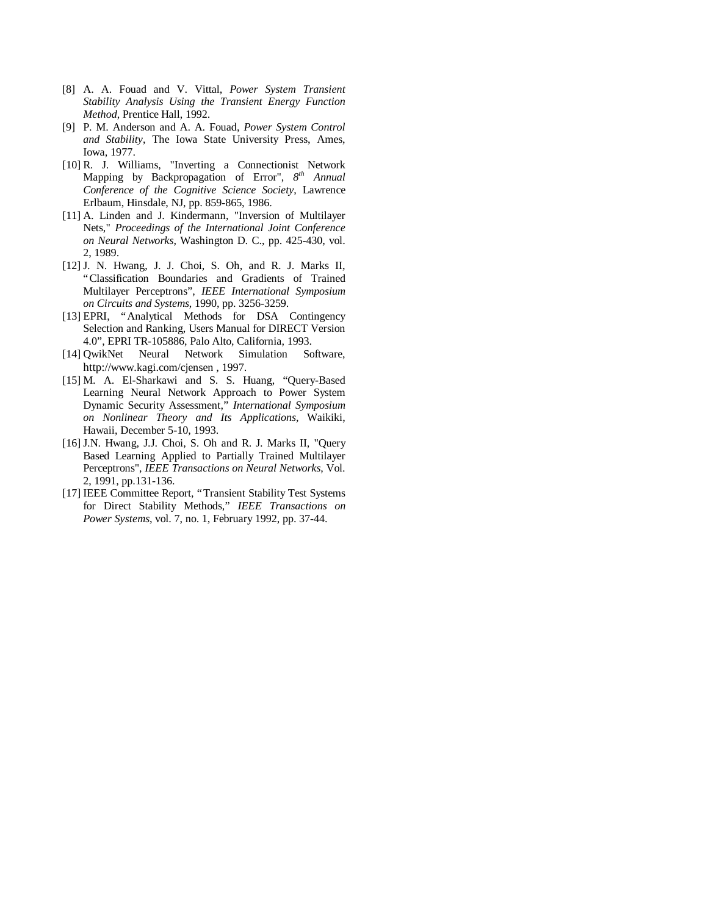[8] A. A. Fouad and V. Vittal, *Power System Transient Stability Analysis Using the Transient Energy Function Method*, Prentice Hall, 1992.

[9] P. M. Anderson and A. A. Fouad, *Power System Control and Stability*, The Iowa State University Press, Ames, Iowa, 1977.

[10] R. J. Williams, "Inverting a Connectionist Network Mapping by Backpropagation of Error", *8th Annual Conference of the Cognitive Science Society*, Lawrence Erlbaum, Hinsdale, NJ, pp. 859-865, 1986.

[11] A. Linden and J. Kindermann, "Inversion of Multilayer Nets," *Proceedings of the International Joint Conference on Neural Networks*, Washington D. C., pp. 425-430, vol. 2, 1989.

[12] J. N. Hwang, J. J. Choi, S. Oh, and R. J. Marks II, "Classification Boundaries and Gradients of Trained Multilayer Perceptrons", *IEEE International Symposium on Circuits and Systems*, 1990, pp. 3256-3259.

[13] EPRI, "Analytical Methods for DSA Contingency Selection and Ranking, Users Manual for DIRECT Version 4.0", EPRI TR-105886, Palo Alto, California, 1993.

[14] QwikNet Neural Network Simulation Software, http://www.kagi.com/cjensen , 1997.

[15] M. A. El-Sharkawi and S. S. Huang, "Query-Based Learning Neural Network Approach to Power System Dynamic Security Assessment," *International Symposium on Nonlinear Theory and Its Applications*, Waikiki, Hawaii, December 5-10, 1993.

[16] J.N. Hwang, J.J. Choi, S. Oh and R. J. Marks II, "Query Based Learning Applied to Partially Trained Multilayer Perceptrons", *IEEE Transactions on Neural Networks*, Vol. 2, 1991, pp.131-136.

[17] IEEE Committee Report, "Transient Stability Test Systems for Direct Stability Methods," *IEEE Transactions on Power Systems*, vol. 7, no. 1, February 1992, pp. 37-44.